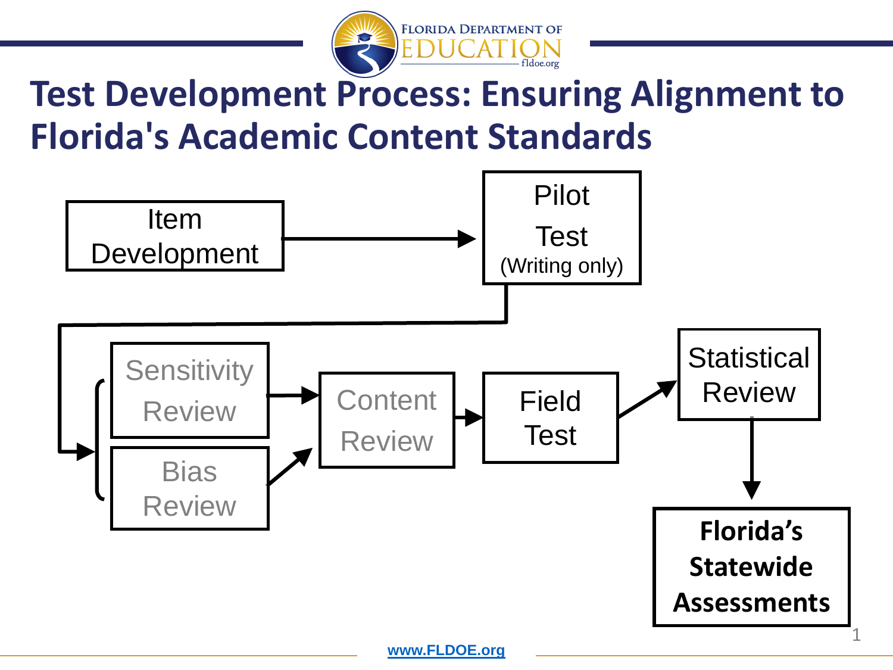# Test Development Process: Ensuring Alignment to Florida's Academic Content Standards

- Item Development
- Pilot Test (Writing only)
- Sensitivity Review
- Bias Review
- Content Review
- Field Test
- Statistical Review
- **Florida's Statewide Assessments**

www.FLDOE.org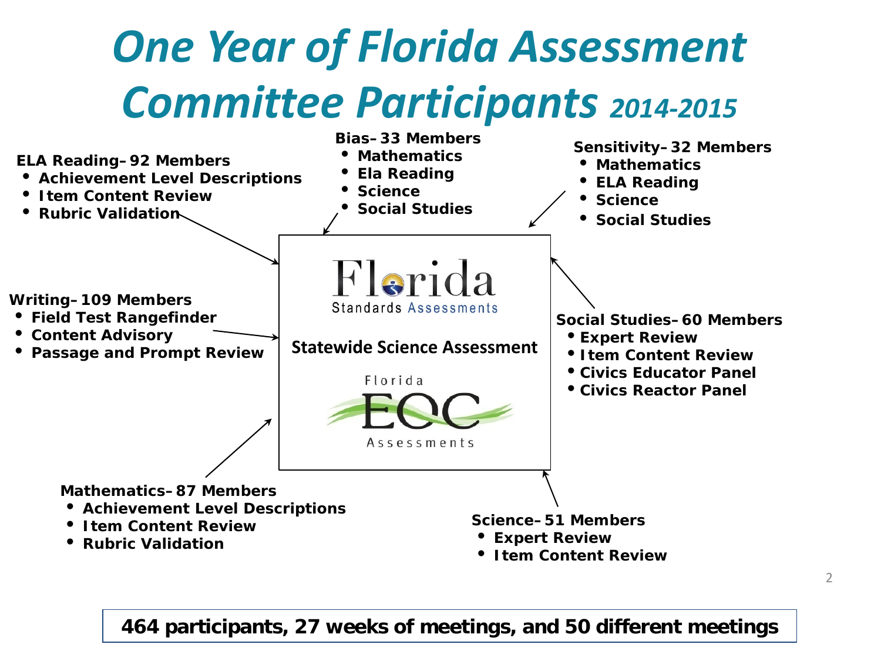# One Year of Florida Assessment Committee Participants *2014-2015*

**ELA Reading– 92 Members**
- Achievement Level Descriptions
- Item Content Review
- Rubric Validation

**Bias– 33 Members**
- Mathematics
- Ela Reading
- Science
- Social Studies

**Sensitivity– 32 Members**
- Mathematics
- ELA Reading
- Science
- Social Studies

**Writing– 109 Members**
- Field Test Rangefinder
- Content Advisory
- Passage and Prompt Review

Florida Standards Assessments

Statewide Science Assessment

Florida EOC Assessments

**Social Studies– 60 Members**
- Expert Review
- Item Content Review
- Civics Educator Panel
- Civics Reactor Panel

**Mathematics– 87 Members**
- Achievement Level Descriptions
- Item Content Review
- Rubric Validation

**Science– 51 Members**
- Expert Review
- Item Content Review

**464 participants, 27 weeks of meetings, and 50 different meetings**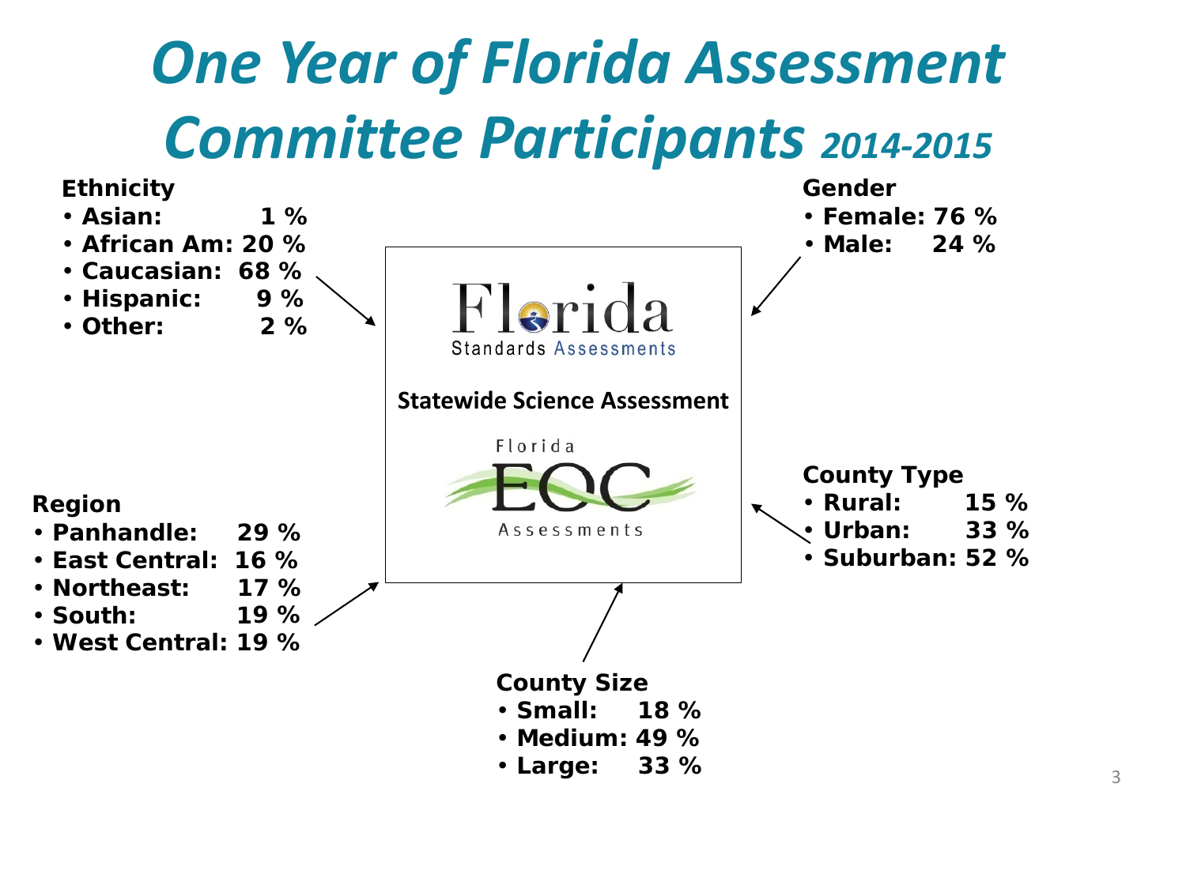# One Year of Florida Assessment Committee Participants *2014-2015*

**Ethnicity**
- **Asian: 1 %**
- **African Am: 20 %**
- **Caucasian: 68 %**
- **Hispanic: 9 %**
- **Other: 2 %**

**Gender**
- **Female: 76 %**
- **Male: 24 %**

Florida Standards Assessments

**Statewide Science Assessment**

Florida EOC Assessments

**Region**
- **Panhandle: 29 %**
- **East Central: 16 %**
- **Northeast: 17 %**
- **South: 19 %**
- **West Central: 19 %**

**County Type**
- **Rural: 15 %**
- **Urban: 33 %**
- **Suburban: 52 %**

**County Size**
- **Small: 18 %**
- **Medium: 49 %**
- **Large: 33 %**